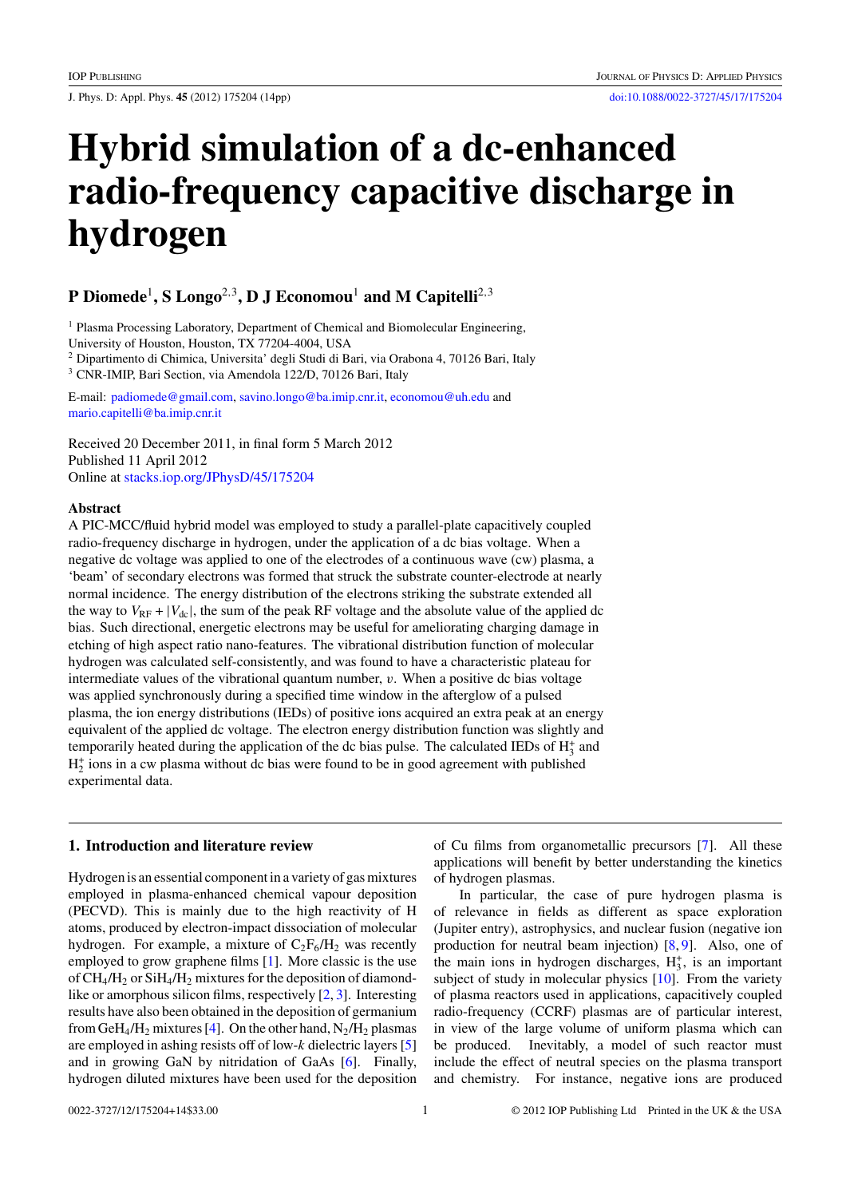# Hybrid simulation of a dc-enhanced radio-frequency capacitive discharge in hydrogen

**P Diomede[1], S Longo[2,3], D J Economou[1] and M Capitelli[2,3]**

[1] Plasma Processing Laboratory, Department of Chemical and Biomolecular Engineering, University of Houston, Houston, TX 77204-4004, USA

[2] Dipartimento di Chimica, Universita' degli Studi di Bari, via Orabona 4, 70126 Bari, Italy

[3] CNR-IMIP, Bari Section, via Amendola 122/D, 70126 Bari, Italy

E-mail: padiomede@gmail.com, savino.longo@ba.imip.cnr.it, economou@uh.edu and mario.capitelli@ba.imip.cnr.it

Received 20 December 2011, in final form 5 March 2012
Published 11 April 2012
Online at stacks.iop.org/JPhysD/45/175204

### Abstract

A PIC-MCC/fluid hybrid model was employed to study a parallel-plate capacitively coupled radio-frequency discharge in hydrogen, under the application of a dc bias voltage. When a negative dc voltage was applied to one of the electrodes of a continuous wave (cw) plasma, a 'beam' of secondary electrons was formed that struck the substrate counter-electrode at nearly normal incidence. The energy distribution of the electrons striking the substrate extended all the way to $V_{RF} + |V_{dc}|$, the sum of the peak RF voltage and the absolute value of the applied dc bias. Such directional, energetic electrons may be useful for ameliorating charging damage in etching of high aspect ratio nano-features. The vibrational distribution function of molecular hydrogen was calculated self-consistently, and was found to have a characteristic plateau for intermediate values of the vibrational quantum number, $v$. When a positive dc bias voltage was applied synchronously during a specified time window in the afterglow of a pulsed plasma, the ion energy distributions (IEDs) of positive ions acquired an extra peak at an energy equivalent of the applied dc voltage. The electron energy distribution function was slightly and temporarily heated during the application of the dc bias pulse. The calculated IEDs of $H_3^+$ and $H_2^+$ ions in a cw plasma without dc bias were found to be in good agreement with published experimental data.

## 1. Introduction and literature review

Hydrogen is an essential component in a variety of gas mixtures employed in plasma-enhanced chemical vapour deposition (PECVD). This is mainly due to the high reactivity of H atoms, produced by electron-impact dissociation of molecular hydrogen. For example, a mixture of $C_2F_6/H_2$ was recently employed to grow graphene films [1]. More classic is the use of $CH_4/H_2$ or $SiH_4/H_2$ mixtures for the deposition of diamond-like or amorphous silicon films, respectively [2, 3]. Interesting results have also been obtained in the deposition of germanium from $GeH_4/H_2$ mixtures [4]. On the other hand, $N_2/H_2$ plasmas are employed in ashing resists off of low-$k$ dielectric layers [5] and in growing GaN by nitridation of GaAs [6]. Finally, hydrogen diluted mixtures have been used for the deposition of Cu films from organometallic precursors [7]. All these applications will benefit by better understanding the kinetics of hydrogen plasmas.

In particular, the case of pure hydrogen plasma is of relevance in fields as different as space exploration (Jupiter entry), astrophysics, and nuclear fusion (negative ion production for neutral beam injection) [8, 9]. Also, one of the main ions in hydrogen discharges, $H_3^+$, is an important subject of study in molecular physics [10]. From the variety of plasma reactors used in applications, capacitively coupled radio-frequency (CCRF) plasmas are of particular interest, in view of the large volume of uniform plasma which can be produced. Inevitably, a model of such reactor must include the effect of neutral species on the plasma transport and chemistry. For instance, negative ions are produced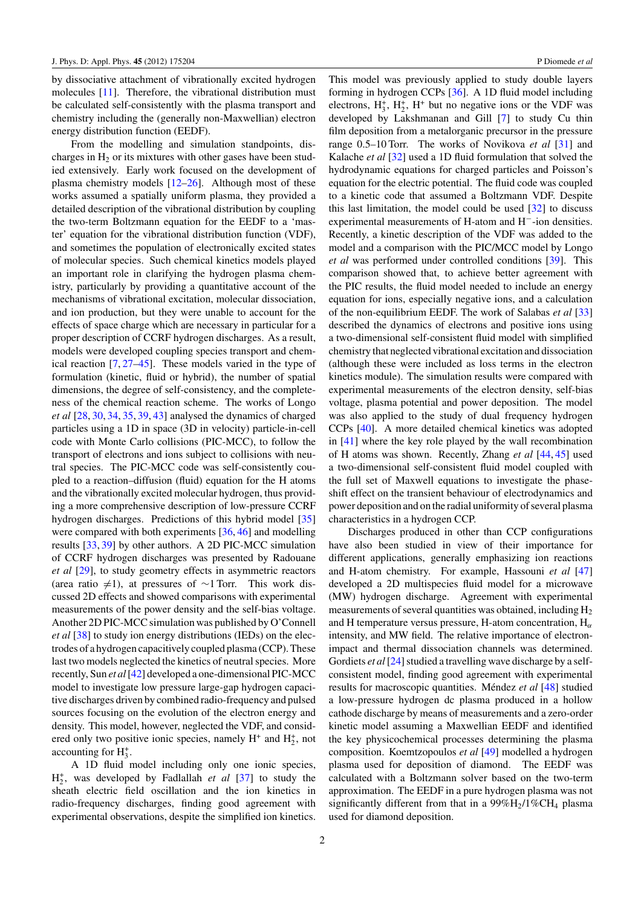by dissociative attachment of vibrationally excited hydrogen molecules [11]. Therefore, the vibrational distribution must be calculated self-consistently with the plasma transport and chemistry including the (generally non-Maxwellian) electron energy distribution function (EEDF).

From the modelling and simulation standpoints, discharges in $H_2$ or its mixtures with other gases have been studied extensively. Early work focused on the development of plasma chemistry models [12–26]. Although most of these works assumed a spatially uniform plasma, they provided a detailed description of the vibrational distribution by coupling the two-term Boltzmann equation for the EEDF to a 'master' equation for the vibrational distribution function (VDF), and sometimes the population of electronically excited states of molecular species. Such chemical kinetics models played an important role in clarifying the hydrogen plasma chemistry, particularly by providing a quantitative account of the mechanisms of vibrational excitation, molecular dissociation, and ion production, but they were unable to account for the effects of space charge which are necessary in particular for a proper description of CCRF hydrogen discharges. As a result, models were developed coupling species transport and chemical reaction [7, 27–45]. These models varied in the type of formulation (kinetic, fluid or hybrid), the number of spatial dimensions, the degree of self-consistency, and the completeness of the chemical reaction scheme. The works of Longo *et al* [28, 30, 34, 35, 39, 43] analysed the dynamics of charged particles using a 1D in space (3D in velocity) particle-in-cell code with Monte Carlo collisions (PIC-MCC), to follow the transport of electrons and ions subject to collisions with neutral species. The PIC-MCC code was self-consistently coupled to a reaction–diffusion (fluid) equation for the H atoms and the vibrationally excited molecular hydrogen, thus providing a more comprehensive description of low-pressure CCRF hydrogen discharges. Predictions of this hybrid model [35] were compared with both experiments [36, 46] and modelling results [33, 39] by other authors. A 2D PIC-MCC simulation of CCRF hydrogen discharges was presented by Radouane *et al* [29], to study geometry effects in asymmetric reactors (area ratio $\neq$1), at pressures of $\sim$1 Torr. This work discussed 2D effects and showed comparisons with experimental measurements of the power density and the self-bias voltage. Another 2D PIC-MCC simulation was published by O'Connell *et al* [38] to study ion energy distributions (IEDs) on the electrodes of a hydrogen capacitively coupled plasma (CCP). These last two models neglected the kinetics of neutral species. More recently, Sun *et al* [42] developed a one-dimensional PIC-MCC model to investigate low pressure large-gap hydrogen capacitive discharges driven by combined radio-frequency and pulsed sources focusing on the evolution of the electron energy and density. This model, however, neglected the VDF, and considered only two positive ionic species, namely $H^+$ and $H_2^+$, not accounting for $H_3^+$.

A 1D fluid model including only one ionic species, $H_2^+$, was developed by Fadlallah *et al* [37] to study the sheath electric field oscillation and the ion kinetics in radio-frequency discharges, finding good agreement with experimental observations, despite the simplified ion kinetics. This model was previously applied to study double layers forming in hydrogen CCPs [36]. A 1D fluid model including electrons, $H_3^+$, $H_2^+$, $H^+$ but no negative ions or the VDF was developed by Lakshmanan and Gill [7] to study Cu thin film deposition from a metalorganic precursor in the pressure range 0.5–10 Torr. The works of Novikova *et al* [31] and Kalache *et al* [32] used a 1D fluid formulation that solved the hydrodynamic equations for charged particles and Poisson's equation for the electric potential. The fluid code was coupled to a kinetic code that assumed a Boltzmann VDF. Despite this last limitation, the model could be used [32] to discuss experimental measurements of H-atom and $H^-$-ion densities. Recently, a kinetic description of the VDF was added to the model and a comparison with the PIC/MCC model by Longo *et al* was performed under controlled conditions [39]. This comparison showed that, to achieve better agreement with the PIC results, the fluid model needed to include an energy equation for ions, especially negative ions, and a calculation of the non-equilibrium EEDF. The work of Salabas *et al* [33] described the dynamics of electrons and positive ions using a two-dimensional self-consistent fluid model with simplified chemistry that neglected vibrational excitation and dissociation (although these were included as loss terms in the electron kinetics module). The simulation results were compared with experimental measurements of the electron density, self-bias voltage, plasma potential and power deposition. The model was also applied to the study of dual frequency hydrogen CCPs [40]. A more detailed chemical kinetics was adopted in [41] where the key role played by the wall recombination of H atoms was shown. Recently, Zhang *et al* [44, 45] used a two-dimensional self-consistent fluid model coupled with the full set of Maxwell equations to investigate the phase-shift effect on the transient behaviour of electrodynamics and power deposition and on the radial uniformity of several plasma characteristics in a hydrogen CCP.

Discharges produced in other than CCP configurations have also been studied in view of their importance for different applications, generally emphasizing ion reactions and H-atom chemistry. For example, Hassouni *et al* [47] developed a 2D multispecies fluid model for a microwave (MW) hydrogen discharge. Agreement with experimental measurements of several quantities was obtained, including $H_2$ and H temperature versus pressure, H-atom concentration, $H_\alpha$ intensity, and MW field. The relative importance of electron-impact and thermal dissociation channels was determined. Gordiets *et al* [24] studied a travelling wave discharge by a self-consistent model, finding good agreement with experimental results for macroscopic quantities. Méndez *et al* [48] studied a low-pressure hydrogen dc plasma produced in a hollow cathode discharge by means of measurements and a zero-order kinetic model assuming a Maxwellian EEDF and identified the key physicochemical processes determining the plasma composition. Koemtzopoulos *et al* [49] modelled a hydrogen plasma used for deposition of diamond. The EEDF was calculated with a Boltzmann solver based on the two-term approximation. The EEDF in a pure hydrogen plasma was not significantly different from that in a 99%$H_2$/1%$CH_4$ plasma used for diamond deposition.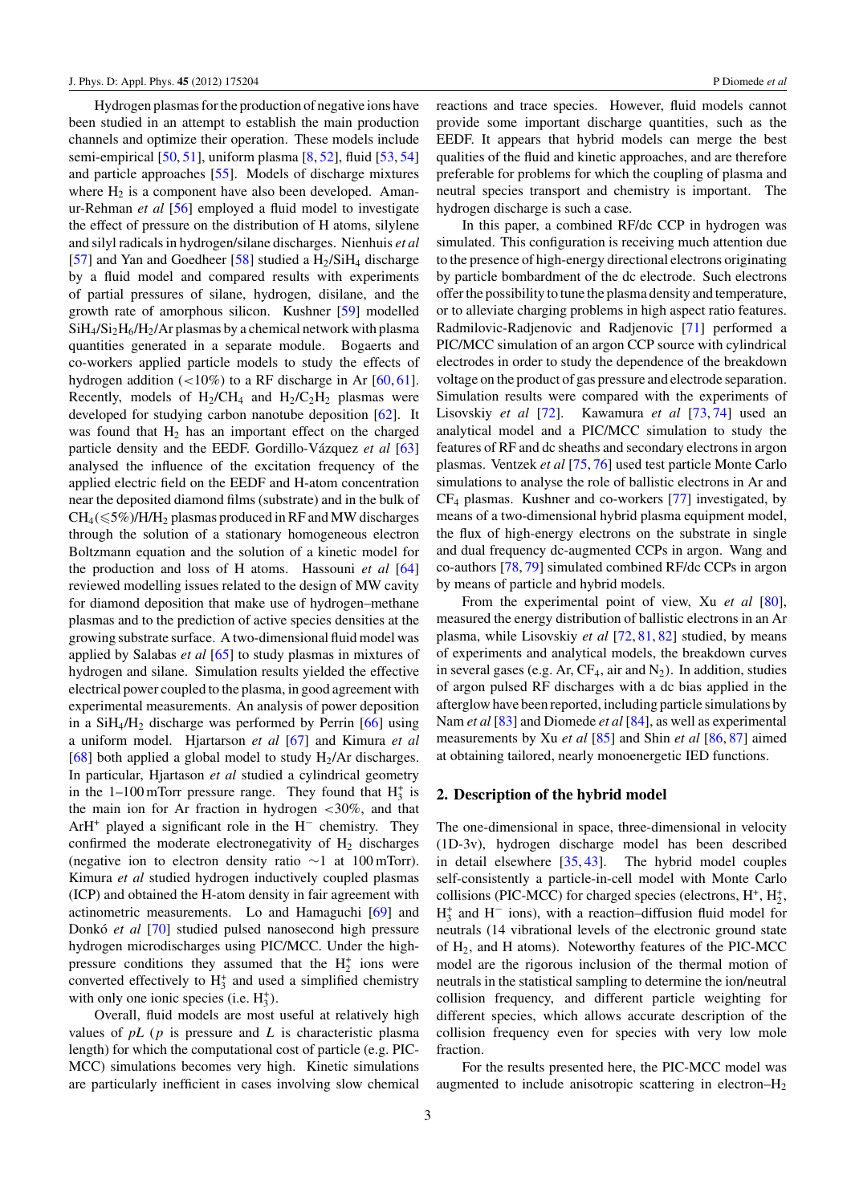Hydrogen plasmas for the production of negative ions have been studied in an attempt to establish the main production channels and optimize their operation. These models include semi-empirical [50, 51], uniform plasma [8, 52], fluid [53, 54] and particle approaches [55]. Models of discharge mixtures where $H_2$ is a component have also been developed. Aman-ur-Rehman *et al* [56] employed a fluid model to investigate the effect of pressure on the distribution of H atoms, silylene and silyl radicals in hydrogen/silane discharges. Nienhuis *et al* [57] and Yan and Goedheer [58] studied a $H_2/SiH_4$ discharge by a fluid model and compared results with experiments of partial pressures of silane, hydrogen, disilane, and the growth rate of amorphous silicon. Kushner [59] modelled $SiH_4/Si_2H_6/H_2/Ar$ plasmas by a chemical network with plasma quantities generated in a separate module. Bogaerts and co-workers applied particle models to study the effects of hydrogen addition (<10%) to a RF discharge in Ar [60, 61]. Recently, models of $H_2/CH_4$ and $H_2/C_2H_2$ plasmas were developed for studying carbon nanotube deposition [62]. It was found that $H_2$ has an important effect on the charged particle density and the EEDF. Gordillo-Vázquez *et al* [63] analysed the influence of the excitation frequency of the applied electric field on the EEDF and H-atom concentration near the deposited diamond films (substrate) and in the bulk of $CH_4(\leqslant 5\%)/H/H_2$ plasmas produced in RF and MW discharges through the solution of a stationary homogeneous electron Boltzmann equation and the solution of a kinetic model for the production and loss of H atoms. Hassouni *et al* [64] reviewed modelling issues related to the design of MW cavity for diamond deposition that make use of hydrogen–methane plasmas and to the prediction of active species densities at the growing substrate surface. A two-dimensional fluid model was applied by Salabas *et al* [65] to study plasmas in mixtures of hydrogen and silane. Simulation results yielded the effective electrical power coupled to the plasma, in good agreement with experimental measurements. An analysis of power deposition in a $SiH_4/H_2$ discharge was performed by Perrin [66] using a uniform model. Hjartarson *et al* [67] and Kimura *et al* [68] both applied a global model to study $H_2$/Ar discharges. In particular, Hjartason *et al* studied a cylindrical geometry in the 1–100 mTorr pressure range. They found that $H_3^+$ is the main ion for Ar fraction in hydrogen <30%, and that $ArH^+$ played a significant role in the $H^-$ chemistry. They confirmed the moderate electronegativity of $H_2$ discharges (negative ion to electron density ratio ~1 at 100 mTorr). Kimura *et al* studied hydrogen inductively coupled plasmas (ICP) and obtained the H-atom density in fair agreement with actinometric measurements. Lo and Hamaguchi [69] and Donkó *et al* [70] studied pulsed nanosecond high pressure hydrogen microdischarges using PIC/MCC. Under the high-pressure conditions they assumed that the $H_2^+$ ions were converted effectively to $H_3^+$ and used a simplified chemistry with only one ionic species (i.e. $H_3^+$).

Overall, fluid models are most useful at relatively high values of $pL$ ($p$ is pressure and $L$ is characteristic plasma length) for which the computational cost of particle (e.g. PIC-MCC) simulations becomes very high. Kinetic simulations are particularly inefficient in cases involving slow chemical reactions and trace species. However, fluid models cannot provide some important discharge quantities, such as the EEDF. It appears that hybrid models can merge the best qualities of the fluid and kinetic approaches, and are therefore preferable for problems for which the coupling of plasma and neutral species transport and chemistry is important. The hydrogen discharge is such a case.

In this paper, a combined RF/dc CCP in hydrogen was simulated. This configuration is receiving much attention due to the presence of high-energy directional electrons originating by particle bombardment of the dc electrode. Such electrons offer the possibility to tune the plasma density and temperature, or to alleviate charging problems in high aspect ratio features. Radmilovic-Radjenovic and Radjenovic [71] performed a PIC/MCC simulation of an argon CCP source with cylindrical electrodes in order to study the dependence of the breakdown voltage on the product of gas pressure and electrode separation. Simulation results were compared with the experiments of Lisovskiy *et al* [72]. Kawamura *et al* [73, 74] used an analytical model and a PIC/MCC simulation to study the features of RF and dc sheaths and secondary electrons in argon plasmas. Ventzek *et al* [75, 76] used test particle Monte Carlo simulations to analyse the role of ballistic electrons in Ar and $CF_4$ plasmas. Kushner and co-workers [77] investigated, by means of a two-dimensional hybrid plasma equipment model, the flux of high-energy electrons on the substrate in single and dual frequency dc-augmented CCPs in argon. Wang and co-authors [78, 79] simulated combined RF/dc CCPs in argon by means of particle and hybrid models.

From the experimental point of view, Xu *et al* [80], measured the energy distribution of ballistic electrons in an Ar plasma, while Lisovskiy *et al* [72, 81, 82] studied, by means of experiments and analytical models, the breakdown curves in several gases (e.g. Ar, $CF_4$, air and $N_2$). In addition, studies of argon pulsed RF discharges with a dc bias applied in the afterglow have been reported, including particle simulations by Nam *et al* [83] and Diomede *et al* [84], as well as experimental measurements by Xu *et al* [85] and Shin *et al* [86, 87] aimed at obtaining tailored, nearly monoenergetic IED functions.

## 2. Description of the hybrid model

The one-dimensional in space, three-dimensional in velocity (1D-3v), hydrogen discharge model has been described in detail elsewhere [35, 43]. The hybrid model couples self-consistently a particle-in-cell model with Monte Carlo collisions (PIC-MCC) for charged species (electrons, $H^+$, $H_2^+$, $H_3^+$ and $H^-$ ions), with a reaction–diffusion fluid model for neutrals (14 vibrational levels of the electronic ground state of $H_2$, and H atoms). Noteworthy features of the PIC-MCC model are the rigorous inclusion of the thermal motion of neutrals in the statistical sampling to determine the ion/neutral collision frequency, and different particle weighting for different species, which allows accurate description of the collision frequency even for species with very low mole fraction.

For the results presented here, the PIC-MCC model was augmented to include anisotropic scattering in electron–$H_2$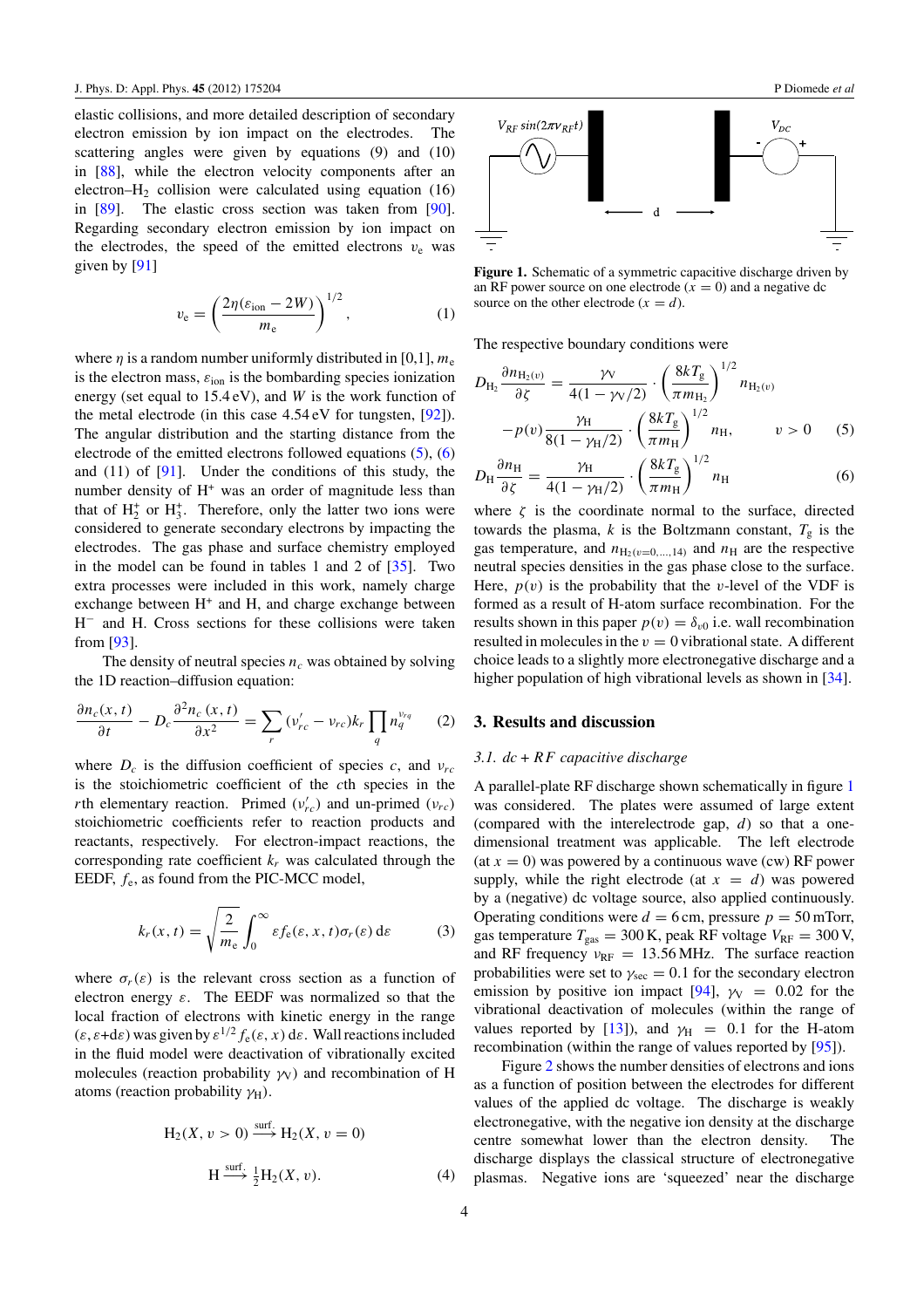elastic collisions, and more detailed description of secondary electron emission by ion impact on the electrodes. The scattering angles were given by equations (9) and (10) in [88], while the electron velocity components after an electron–$H_2$ collision were calculated using equation (16) in [89]. The elastic cross section was taken from [90]. Regarding secondary electron emission by ion impact on the electrodes, the speed of the emitted electrons $v_e$ was given by [91]

$$v_e = \left( \frac{2\eta(\varepsilon_{\text{ion}} - 2W)}{m_e} \right)^{1/2}, \tag{1}$$

where $\eta$ is a random number uniformly distributed in [0,1], $m_e$ is the electron mass, $\varepsilon_{\text{ion}}$ is the bombarding species ionization energy (set equal to 15.4 eV), and $W$ is the work function of the metal electrode (in this case 4.54 eV for tungsten, [92]). The angular distribution and the starting distance from the electrode of the emitted electrons followed equations (5), (6) and (11) of [91]. Under the conditions of this study, the number density of $H^+$ was an order of magnitude less than that of $H_2^+$ or $H_3^+$. Therefore, only the latter two ions were considered to generate secondary electrons by impacting the electrodes. The gas phase and surface chemistry employed in the model can be found in tables 1 and 2 of [35]. Two extra processes were included in this work, namely charge exchange between $H^+$ and H, and charge exchange between $H^-$ and H. Cross sections for these collisions were taken from [93].

The density of neutral species $n_c$ was obtained by solving the 1D reaction–diffusion equation:

$$\frac{\partial n_c(x,t)}{\partial t} - D_c \frac{\partial^2 n_c(x,t)}{\partial x^2} = \sum_r (\nu'_{rc} - \nu_{rc}) k_r \prod_q n_q^{\nu_{rq}} \tag{2}$$

where $D_c$ is the diffusion coefficient of species $c$, and $\nu_{rc}$ is the stoichiometric coefficient of the $c$th species in the $r$th elementary reaction. Primed ($\nu'_{rc}$) and un-primed ($\nu_{rc}$) stoichiometric coefficients refer to reaction products and reactants, respectively. For electron-impact reactions, the corresponding rate coefficient $k_r$ was calculated through the EEDF, $f_e$, as found from the PIC-MCC model,

$$k_r(x,t) = \sqrt{\frac{2}{m_e}} \int_0^\infty \varepsilon f_e(\varepsilon, x, t) \sigma_r(\varepsilon)\, \mathrm{d}\varepsilon \tag{3}$$

where $\sigma_r(\varepsilon)$ is the relevant cross section as a function of electron energy $\varepsilon$. The EEDF was normalized so that the local fraction of electrons with kinetic energy in the range $(\varepsilon, \varepsilon+\mathrm{d}\varepsilon)$ was given by $\varepsilon^{1/2} f_e(\varepsilon, x)\, \mathrm{d}\varepsilon$. Wall reactions included in the fluid model were deactivation of vibrationally excited molecules (reaction probability $\gamma_V$) and recombination of H atoms (reaction probability $\gamma_H$).

$$H_2(X, v > 0) \xrightarrow{\text{surf.}} H_2(X, v = 0)$$

$$H \xrightarrow{\text{surf.}} \tfrac{1}{2} H_2(X, v). \tag{4}$$

Figure 1. Schematic of a symmetric capacitive discharge driven by an RF power source on one electrode ($x = 0$) and a negative dc source on the other electrode ($x = d$).

The respective boundary conditions were

$$D_{H_2} \frac{\partial n_{H_2(v)}}{\partial \zeta} = \frac{\gamma_V}{4(1 - \gamma_V/2)} \cdot \left( \frac{8kT_g}{\pi m_{H_2}} \right)^{1/2} n_{H_2(v)} - p(v) \frac{\gamma_H}{8(1 - \gamma_H/2)} \cdot \left( \frac{8kT_g}{\pi m_H} \right)^{1/2} n_H, \qquad v > 0 \tag{5}$$

$$D_H \frac{\partial n_H}{\partial \zeta} = \frac{\gamma_H}{4(1 - \gamma_H/2)} \cdot \left( \frac{8kT_g}{\pi m_H} \right)^{1/2} n_H \tag{6}$$

where $\zeta$ is the coordinate normal to the surface, directed towards the plasma, $k$ is the Boltzmann constant, $T_g$ is the gas temperature, and $n_{H_2(v=0,\ldots,14)}$ and $n_H$ are the respective neutral species densities in the gas phase close to the surface. Here, $p(v)$ is the probability that the $v$-level of the VDF is formed as a result of H-atom surface recombination. For the results shown in this paper $p(v) = \delta_{v0}$ i.e. wall recombination resulted in molecules in the $v = 0$ vibrational state. A different choice leads to a slightly more electronegative discharge and a higher population of high vibrational levels as shown in [34].

## 3. Results and discussion

### 3.1. dc + RF capacitive discharge

A parallel-plate RF discharge shown schematically in figure 1 was considered. The plates were assumed of large extent (compared with the interelectrode gap, $d$) so that a one-dimensional treatment was applicable. The left electrode (at $x = 0$) was powered by a continuous wave (cw) RF power supply, while the right electrode (at $x = d$) was powered by a (negative) dc voltage source, also applied continuously. Operating conditions were $d = 6$ cm, pressure $p = 50$ mTorr, gas temperature $T_{\text{gas}} = 300$ K, peak RF voltage $V_{\text{RF}} = 300$ V, and RF frequency $\nu_{\text{RF}} = 13.56$ MHz. The surface reaction probabilities were set to $\gamma_{\text{sec}} = 0.1$ for the secondary electron emission by positive ion impact [94], $\gamma_V = 0.02$ for the vibrational deactivation of molecules (within the range of values reported by [13]), and $\gamma_H = 0.1$ for the H-atom recombination (within the range of values reported by [95]).

Figure 2 shows the number densities of electrons and ions as a function of position between the electrodes for different values of the applied dc voltage. The discharge is weakly electronegative, with the negative ion density at the discharge centre somewhat lower than the electron density. The discharge displays the classical structure of electronegative plasmas. Negative ions are 'squeezed' near the discharge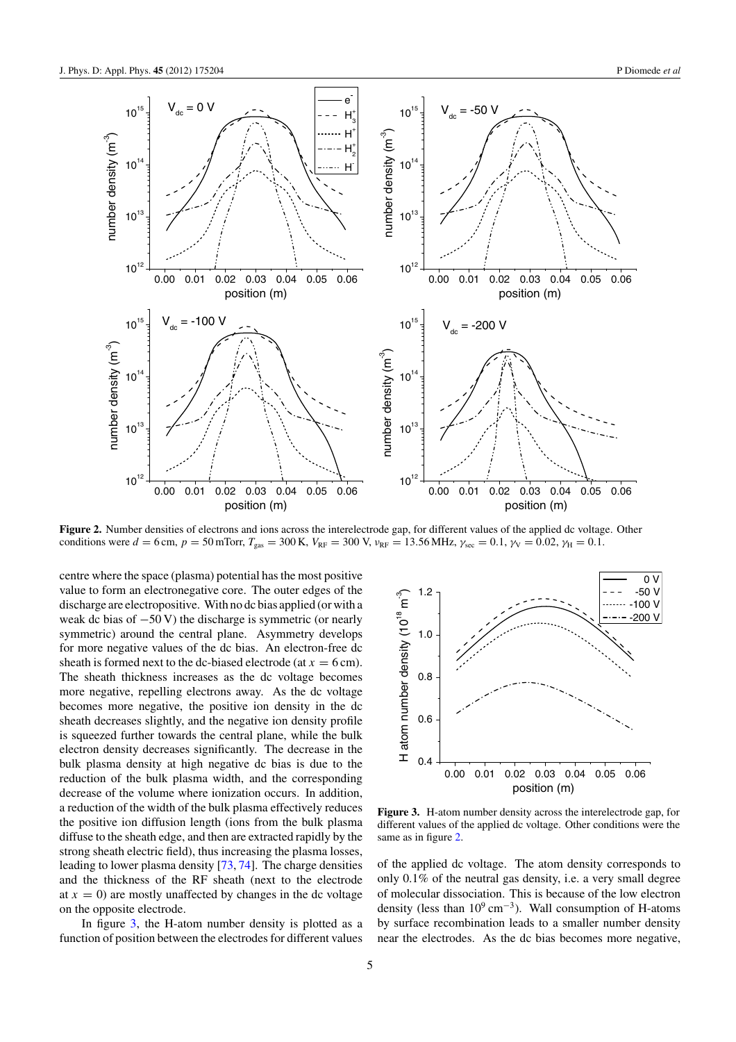**Figure 2.** Number densities of electrons and ions across the interelectrode gap, for different values of the applied dc voltage. Other conditions were $d = 6$ cm, $p = 50$ mTorr, $T_{gas} = 300$ K, $V_{RF} = 300$ V, $\nu_{RF} = 13.56$ MHz, $\gamma_{sec} = 0.1$, $\gamma_V = 0.02$, $\gamma_H = 0.1$.

centre where the space (plasma) potential has the most positive value to form an electronegative core. The outer edges of the discharge are electropositive. With no dc bias applied (or with a weak dc bias of −50 V) the discharge is symmetric (or nearly symmetric) around the central plane. Asymmetry develops for more negative values of the dc bias. An electron-free dc sheath is formed next to the dc-biased electrode (at $x = 6$ cm). The sheath thickness increases as the dc voltage becomes more negative, repelling electrons away. As the dc voltage becomes more negative, the positive ion density in the dc sheath decreases slightly, and the negative ion density profile is squeezed further towards the central plane, while the bulk electron density decreases significantly. The decrease in the bulk plasma density at high negative dc bias is due to the reduction of the bulk plasma width, and the corresponding decrease of the volume where ionization occurs. In addition, a reduction of the width of the bulk plasma effectively reduces the positive ion diffusion length (ions from the bulk plasma diffuse to the sheath edge, and then are extracted rapidly by the strong sheath electric field), thus increasing the plasma losses, leading to lower plasma density [73, 74]. The charge densities and the thickness of the RF sheath (next to the electrode at $x = 0$) are mostly unaffected by changes in the dc voltage on the opposite electrode.

In figure 3, the H-atom number density is plotted as a function of position between the electrodes for different values of the applied dc voltage. The atom density corresponds to only 0.1% of the neutral gas density, i.e. a very small degree of molecular dissociation. This is because of the low electron density (less than $10^9$ cm$^{-3}$). Wall consumption of H-atoms by surface recombination leads to a smaller number density near the electrodes. As the dc bias becomes more negative,

**Figure 3.** H-atom number density across the interelectrode gap, for different values of the applied dc voltage. Other conditions were the same as in figure 2.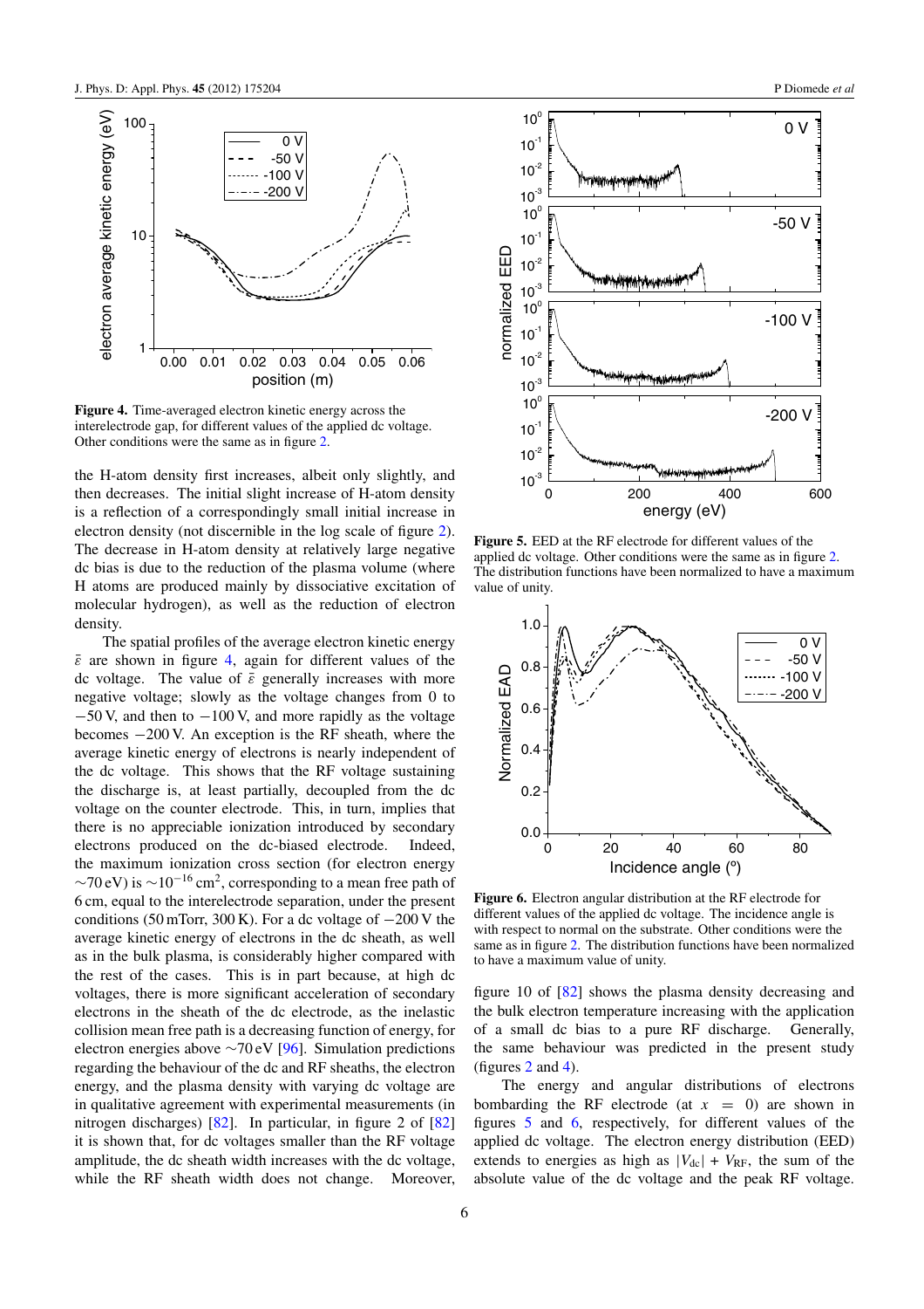**Figure 4.** Time-averaged electron kinetic energy across the interelectrode gap, for different values of the applied dc voltage. Other conditions were the same as in figure 2.

the H-atom density first increases, albeit only slightly, and then decreases. The initial slight increase of H-atom density is a reflection of a correspondingly small initial increase in electron density (not discernible in the log scale of figure 2). The decrease in H-atom density at relatively large negative dc bias is due to the reduction of the plasma volume (where H atoms are produced mainly by dissociative excitation of molecular hydrogen), as well as the reduction of electron density.

The spatial profiles of the average electron kinetic energy $\bar{\varepsilon}$ are shown in figure 4, again for different values of the dc voltage. The value of $\bar{\varepsilon}$ generally increases with more negative voltage; slowly as the voltage changes from 0 to $-50$ V, and then to $-100$ V, and more rapidly as the voltage becomes $-200$ V. An exception is the RF sheath, where the average kinetic energy of electrons is nearly independent of the dc voltage. This shows that the RF voltage sustaining the discharge is, at least partially, decoupled from the dc voltage on the counter electrode. This, in turn, implies that there is no appreciable ionization introduced by secondary electrons produced on the dc-biased electrode. Indeed, the maximum ionization cross section (for electron energy ∼70 eV) is $\sim 10^{-16}\,\mathrm{cm}^2$, corresponding to a mean free path of 6 cm, equal to the interelectrode separation, under the present conditions (50 mTorr, 300 K). For a dc voltage of $-200$ V the average kinetic energy of electrons in the dc sheath, as well as in the bulk plasma, is considerably higher compared with the rest of the cases. This is in part because, at high dc voltages, there is more significant acceleration of secondary electrons in the sheath of the dc electrode, as the inelastic collision mean free path is a decreasing function of energy, for electron energies above ∼70 eV [96]. Simulation predictions regarding the behaviour of the dc and RF sheaths, the electron energy, and the plasma density with varying dc voltage are in qualitative agreement with experimental measurements (in nitrogen discharges) [82]. In particular, in figure 2 of [82] it is shown that, for dc voltages smaller than the RF voltage amplitude, the dc sheath width increases with the dc voltage, while the RF sheath width does not change. Moreover, figure 10 of [82] shows the plasma density decreasing and the bulk electron temperature increasing with the application of a small dc bias to a pure RF discharge. Generally, the same behaviour was predicted in the present study (figures 2 and 4).

**Figure 5.** EED at the RF electrode for different values of the applied dc voltage. Other conditions were the same as in figure 2. The distribution functions have been normalized to have a maximum value of unity.

**Figure 6.** Electron angular distribution at the RF electrode for different values of the applied dc voltage. The incidence angle is with respect to normal on the substrate. Other conditions were the same as in figure 2. The distribution functions have been normalized to have a maximum value of unity.

The energy and angular distributions of electrons bombarding the RF electrode (at $x = 0$) are shown in figures 5 and 6, respectively, for different values of the applied dc voltage. The electron energy distribution (EED) extends to energies as high as $|V_{\mathrm{dc}}| + V_{\mathrm{RF}}$, the sum of the absolute value of the dc voltage and the peak RF voltage.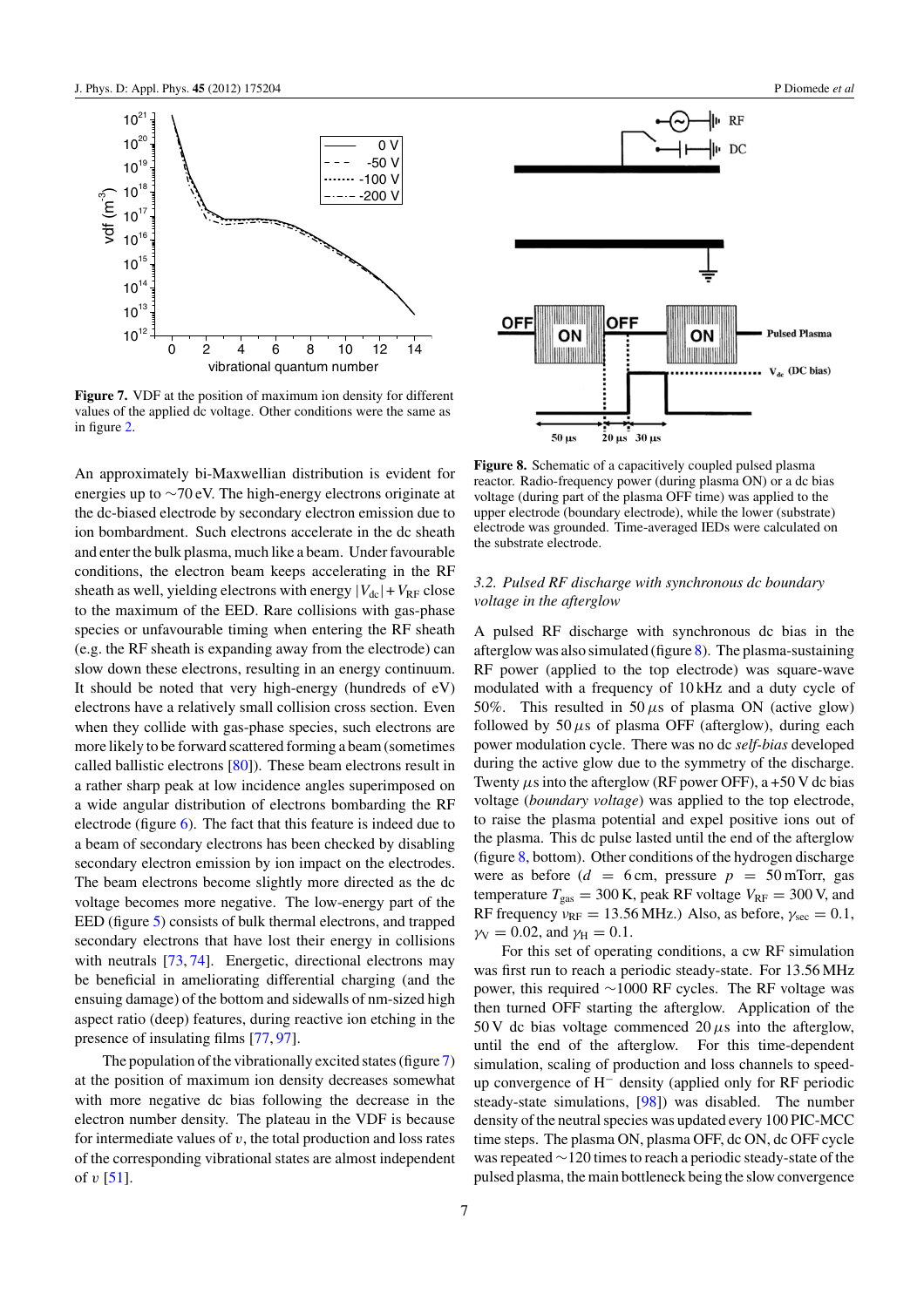**Figure 7.** VDF at the position of maximum ion density for different values of the applied dc voltage. Other conditions were the same as in figure 2.

**Figure 8.** Schematic of a capacitively coupled pulsed plasma reactor. Radio-frequency power (during plasma ON) or a dc bias voltage (during part of the plasma OFF time) was applied to the upper electrode (boundary electrode), while the lower (substrate) electrode was grounded. Time-averaged IEDs were calculated on the substrate electrode.

An approximately bi-Maxwellian distribution is evident for energies up to ~70 eV. The high-energy electrons originate at the dc-biased electrode by secondary electron emission due to ion bombardment. Such electrons accelerate in the dc sheath and enter the bulk plasma, much like a beam. Under favourable conditions, the electron beam keeps accelerating in the RF sheath as well, yielding electrons with energy $|V_{dc}| + V_{RF}$ close to the maximum of the EED. Rare collisions with gas-phase species or unfavourable timing when entering the RF sheath (e.g. the RF sheath is expanding away from the electrode) can slow down these electrons, resulting in an energy continuum. It should be noted that very high-energy (hundreds of eV) electrons have a relatively small collision cross section. Even when they collide with gas-phase species, such electrons are more likely to be forward scattered forming a beam (sometimes called ballistic electrons [80]). These beam electrons result in a rather sharp peak at low incidence angles superimposed on a wide angular distribution of electrons bombarding the RF electrode (figure 6). The fact that this feature is indeed due to a beam of secondary electrons has been checked by disabling secondary electron emission by ion impact on the electrodes. The beam electrons become slightly more directed as the dc voltage becomes more negative. The low-energy part of the EED (figure 5) consists of bulk thermal electrons, and trapped secondary electrons that have lost their energy in collisions with neutrals [73, 74]. Energetic, directional electrons may be beneficial in ameliorating differential charging (and the ensuing damage) of the bottom and sidewalls of nm-sized high aspect ratio (deep) features, during reactive ion etching in the presence of insulating films [77, 97].

The population of the vibrationally excited states (figure 7) at the position of maximum ion density decreases somewhat with more negative dc bias following the decrease in the electron number density. The plateau in the VDF is because for intermediate values of $v$, the total production and loss rates of the corresponding vibrational states are almost independent of $v$ [51].

### 3.2. Pulsed RF discharge with synchronous dc boundary voltage in the afterglow

A pulsed RF discharge with synchronous dc bias in the afterglow was also simulated (figure 8). The plasma-sustaining RF power (applied to the top electrode) was square-wave modulated with a frequency of 10 kHz and a duty cycle of 50%. This resulted in 50 $\mu$s of plasma ON (active glow) followed by 50 $\mu$s of plasma OFF (afterglow), during each power modulation cycle. There was no dc *self-bias* developed during the active glow due to the symmetry of the discharge. Twenty $\mu$s into the afterglow (RF power OFF), a +50 V dc bias voltage (*boundary voltage*) was applied to the top electrode, to raise the plasma potential and expel positive ions out of the plasma. This dc pulse lasted until the end of the afterglow (figure 8, bottom). Other conditions of the hydrogen discharge were as before ($d$ = 6 cm, pressure $p$ = 50 mTorr, gas temperature $T_{gas}$ = 300 K, peak RF voltage $V_{RF}$ = 300 V, and RF frequency $\nu_{RF}$ = 13.56 MHz.) Also, as before, $\gamma_{sec}$ = 0.1, $\gamma_V$ = 0.02, and $\gamma_H$ = 0.1.

For this set of operating conditions, a cw RF simulation was first run to reach a periodic steady-state. For 13.56 MHz power, this required ~1000 RF cycles. The RF voltage was then turned OFF starting the afterglow. Application of the 50 V dc bias voltage commenced 20 $\mu$s into the afterglow, until the end of the afterglow. For this time-dependent simulation, scaling of production and loss channels to speed-up convergence of $H^-$ density (applied only for RF periodic steady-state simulations, [98]) was disabled. The number density of the neutral species was updated every 100 PIC-MCC time steps. The plasma ON, plasma OFF, dc ON, dc OFF cycle was repeated ~120 times to reach a periodic steady-state of the pulsed plasma, the main bottleneck being the slow convergence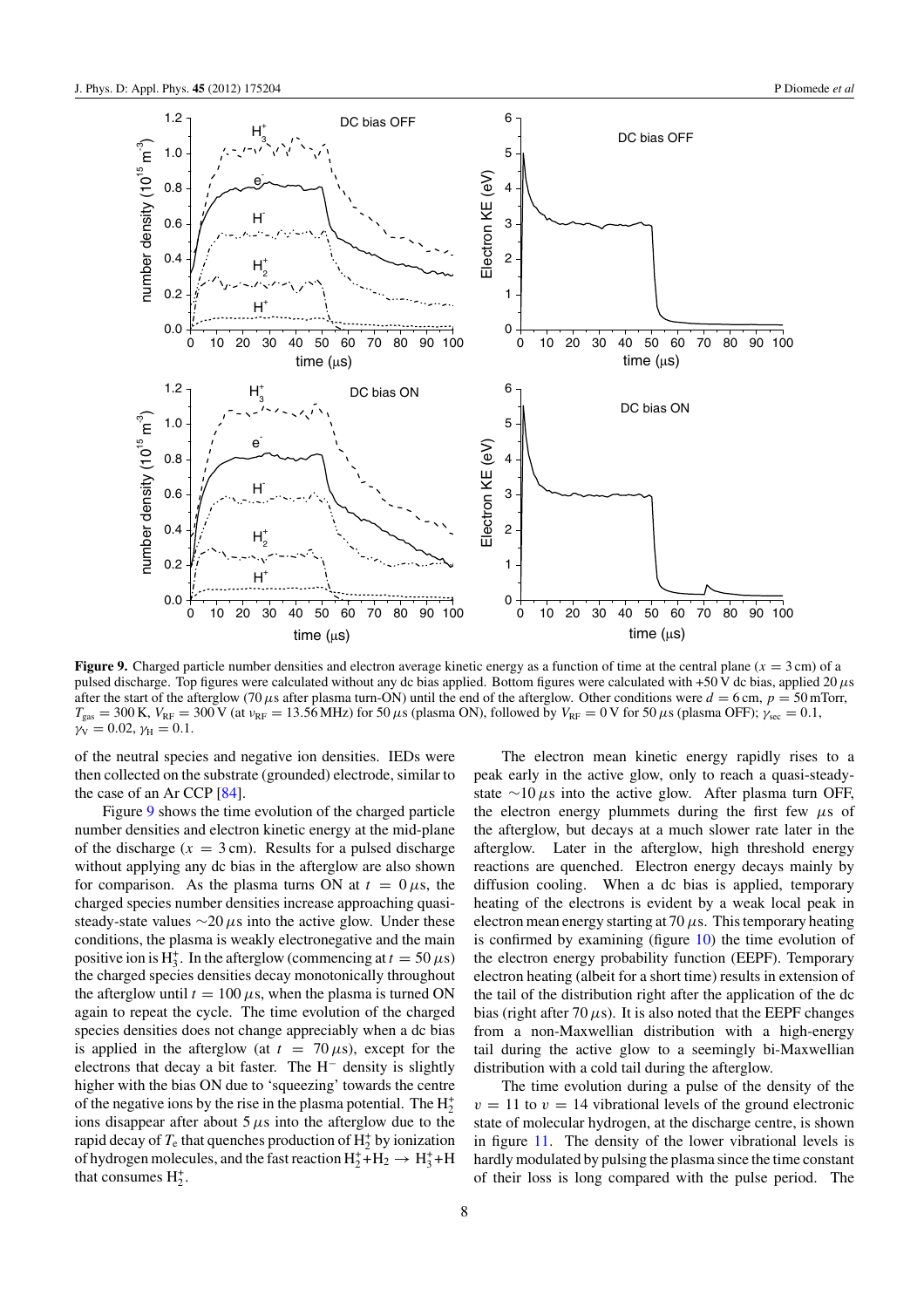**Figure 9.** Charged particle number densities and electron average kinetic energy as a function of time at the central plane ($x = 3$ cm) of a pulsed discharge. Top figures were calculated without any dc bias applied. Bottom figures were calculated with +50 V dc bias, applied 20 $\mu$s after the start of the afterglow (70 $\mu$s after plasma turn-ON) until the end of the afterglow. Other conditions were $d = 6$ cm, $p = 50$ mTorr, $T_{gas} = 300$ K, $V_{RF} = 300$ V (at $\nu_{RF} = 13.56$ MHz) for 50 $\mu$s (plasma ON), followed by $V_{RF} = 0$ V for 50 $\mu$s (plasma OFF); $\gamma_{sec} = 0.1$, $\gamma_V = 0.02$, $\gamma_H = 0.1$.

of the neutral species and negative ion densities. IEDs were then collected on the substrate (grounded) electrode, similar to the case of an Ar CCP [84].

Figure 9 shows the time evolution of the charged particle number densities and electron kinetic energy at the mid-plane of the discharge ($x = 3$ cm). Results for a pulsed discharge without applying any dc bias in the afterglow are also shown for comparison. As the plasma turns ON at $t = 0\,\mu$s, the charged species number densities increase approaching quasi-steady-state values $\sim$20 $\mu$s into the active glow. Under these conditions, the plasma is weakly electronegative and the main positive ion is $H_3^+$. In the afterglow (commencing at $t = 50\,\mu$s) the charged species densities decay monotonically throughout the afterglow until $t = 100\,\mu$s, when the plasma is turned ON again to repeat the cycle. The time evolution of the charged species densities does not change appreciably when a dc bias is applied in the afterglow (at $t = 70\,\mu$s), except for the electrons that decay a bit faster. The $H^-$ density is slightly higher with the bias ON due to 'squeezing' towards the centre of the negative ions by the rise in the plasma potential. The $H_2^+$ ions disappear after about 5 $\mu$s into the afterglow due to the rapid decay of $T_e$ that quenches production of $H_2^+$ by ionization of hydrogen molecules, and the fast reaction $H_2^+ + H_2 \rightarrow H_3^+ + H$ that consumes $H_2^+$.

The electron mean kinetic energy rapidly rises to a peak early in the active glow, only to reach a quasi-steady-state $\sim$10 $\mu$s into the active glow. After plasma turn OFF, the electron energy plummets during the first few $\mu$s of the afterglow, but decays at a much slower rate later in the afterglow. Later in the afterglow, high threshold energy reactions are quenched. Electron energy decays mainly by diffusion cooling. When a dc bias is applied, temporary heating of the electrons is evident by a weak local peak in electron mean energy starting at 70 $\mu$s. This temporary heating is confirmed by examining (figure 10) the time evolution of the electron energy probability function (EEPF). Temporary electron heating (albeit for a short time) results in extension of the tail of the distribution right after the application of the dc bias (right after 70 $\mu$s). It is also noted that the EEPF changes from a non-Maxwellian distribution with a high-energy tail during the active glow to a seemingly bi-Maxwellian distribution with a cold tail during the afterglow.

The time evolution during a pulse of the density of the $v = 11$ to $v = 14$ vibrational levels of the ground electronic state of molecular hydrogen, at the discharge centre, is shown in figure 11. The density of the lower vibrational levels is hardly modulated by pulsing the plasma since the time constant of their loss is long compared with the pulse period. The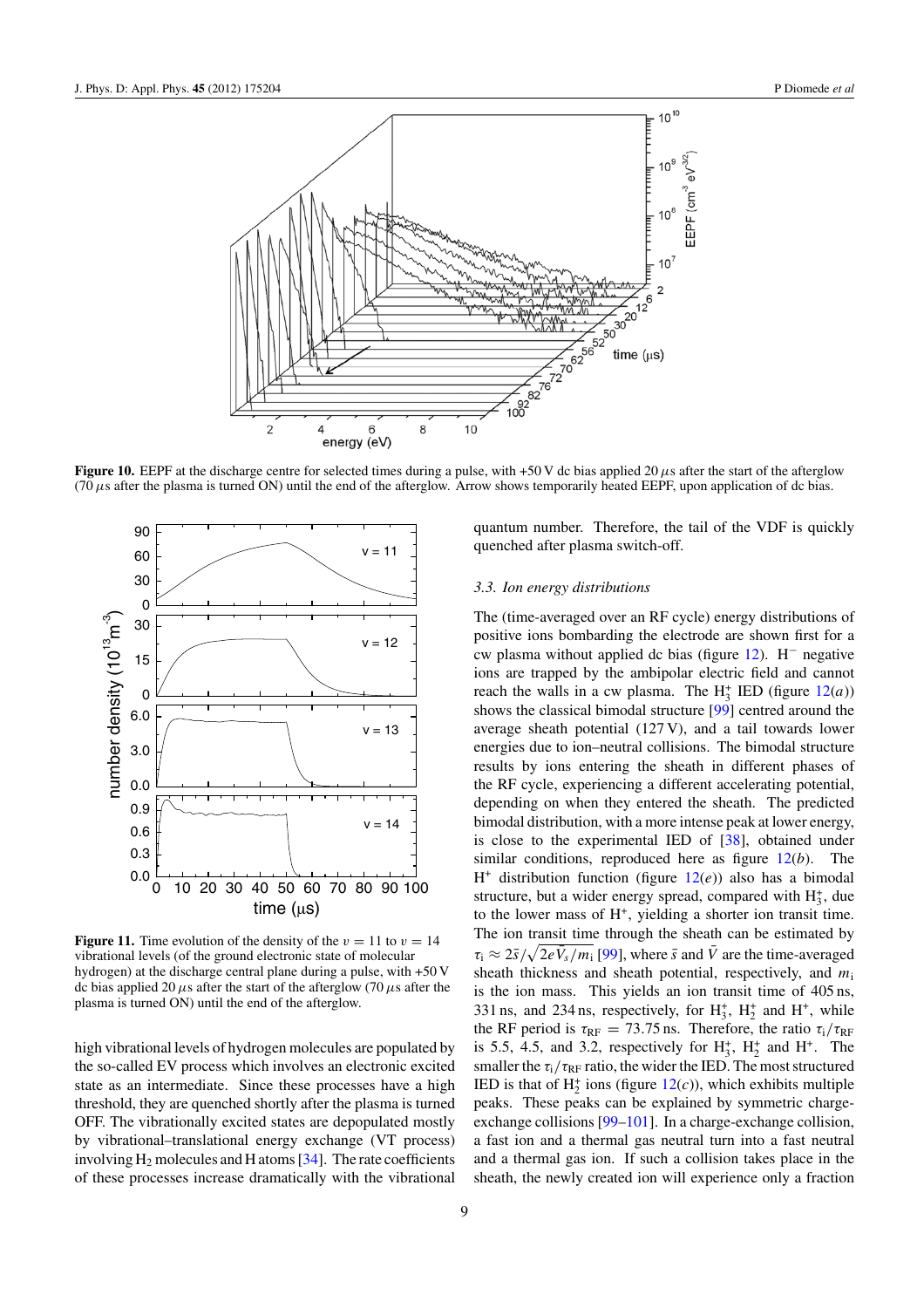**Figure 10.** EEPF at the discharge centre for selected times during a pulse, with +50 V dc bias applied 20 $\mu$s after the start of the afterglow (70 $\mu$s after the plasma is turned ON) until the end of the afterglow. Arrow shows temporarily heated EEPF, upon application of dc bias.

**Figure 11.** Time evolution of the density of the $v = 11$ to $v = 14$ vibrational levels (of the ground electronic state of molecular hydrogen) at the discharge central plane during a pulse, with +50 V dc bias applied 20 $\mu$s after the start of the afterglow (70 $\mu$s after the plasma is turned ON) until the end of the afterglow.

high vibrational levels of hydrogen molecules are populated by the so-called EV process which involves an electronic excited state as an intermediate. Since these processes have a high threshold, they are quenched shortly after the plasma is turned OFF. The vibrationally excited states are depopulated mostly by vibrational–translational energy exchange (VT process) involving $H_2$ molecules and H atoms [34]. The rate coefficients of these processes increase dramatically with the vibrational quantum number. Therefore, the tail of the VDF is quickly quenched after plasma switch-off.

### 3.3. Ion energy distributions

The (time-averaged over an RF cycle) energy distributions of positive ions bombarding the electrode are shown first for a cw plasma without applied dc bias (figure 12). $H^-$ negative ions are trapped by the ambipolar electric field and cannot reach the walls in a cw plasma. The $H_3^+$ IED (figure 12(*a*)) shows the classical bimodal structure [99] centred around the average sheath potential (127 V), and a tail towards lower energies due to ion–neutral collisions. The bimodal structure results by ions entering the sheath in different phases of the RF cycle, experiencing a different accelerating potential, depending on when they entered the sheath. The predicted bimodal distribution, with a more intense peak at lower energy, is close to the experimental IED of [38], obtained under similar conditions, reproduced here as figure 12(*b*). The $H^+$ distribution function (figure 12(*e*)) also has a bimodal structure, but a wider energy spread, compared with $H_3^+$, due to the lower mass of $H^+$, yielding a shorter ion transit time. The ion transit time through the sheath can be estimated by $\tau_i \approx 2\bar{s}/\sqrt{2e\bar{V}_s/m_i}$ [99], where $\bar{s}$ and $\bar{V}$ are the time-averaged sheath thickness and sheath potential, respectively, and $m_i$ is the ion mass. This yields an ion transit time of 405 ns, 331 ns, and 234 ns, respectively, for $H_3^+$, $H_2^+$ and $H^+$, while the RF period is $\tau_{RF} = 73.75$ ns. Therefore, the ratio $\tau_i/\tau_{RF}$ is 5.5, 4.5, and 3.2, respectively for $H_3^+$, $H_2^+$ and $H^+$. The smaller the $\tau_i/\tau_{RF}$ ratio, the wider the IED. The most structured IED is that of $H_2^+$ ions (figure 12(*c*)), which exhibits multiple peaks. These peaks can be explained by symmetric charge-exchange collisions [99–101]. In a charge-exchange collision, a fast ion and a thermal gas neutral turn into a fast neutral and a thermal gas ion. If such a collision takes place in the sheath, the newly created ion will experience only a fraction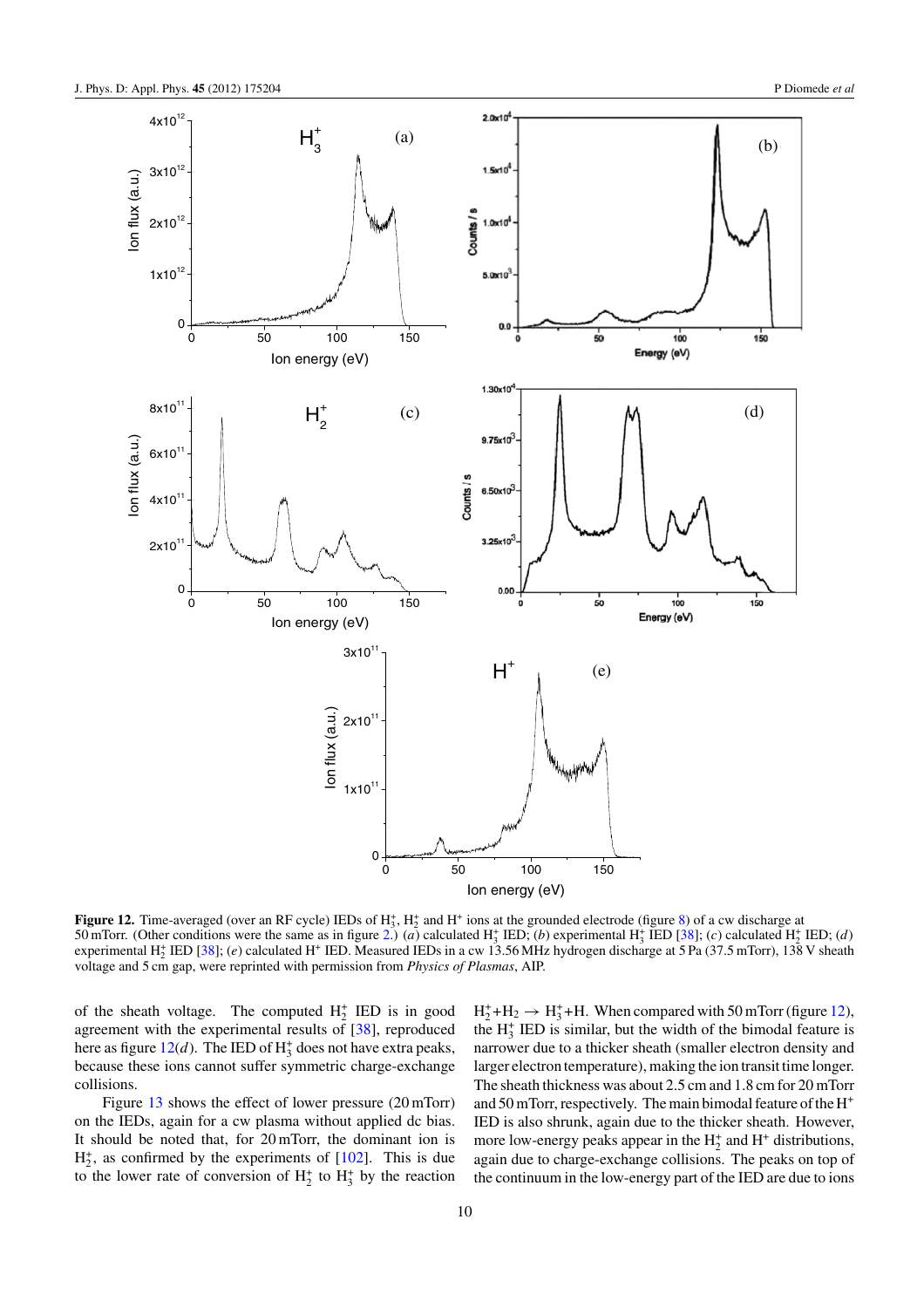**Figure 12.** Time-averaged (over an RF cycle) IEDs of $H_3^+$, $H_2^+$ and $H^+$ ions at the grounded electrode (figure 8) of a cw discharge at 50 mTorr. (Other conditions were the same as in figure 2.) (*a*) calculated $H_3^+$ IED; (*b*) experimental $H_3^+$ IED [38]; (*c*) calculated $H_2^+$ IED; (*d*) experimental $H_2^+$ IED [38]; (*e*) calculated $H^+$ IED. Measured IEDs in a cw 13.56 MHz hydrogen discharge at 5 Pa (37.5 mTorr), 138 V sheath voltage and 5 cm gap, were reprinted with permission from *Physics of Plasmas*, AIP.

of the sheath voltage. The computed $H_2^+$ IED is in good agreement with the experimental results of [38], reproduced here as figure 12(*d*). The IED of $H_3^+$ does not have extra peaks, because these ions cannot suffer symmetric charge-exchange collisions.

Figure 13 shows the effect of lower pressure (20 mTorr) on the IEDs, again for a cw plasma without applied dc bias. It should be noted that, for 20 mTorr, the dominant ion is $H_2^+$, as confirmed by the experiments of [102]. This is due to the lower rate of conversion of $H_2^+$ to $H_3^+$ by the reaction $H_2^+ + H_2 \rightarrow H_3^+ + H$. When compared with 50 mTorr (figure 12), the $H_3^+$ IED is similar, but the width of the bimodal feature is narrower due to a thicker sheath (smaller electron density and larger electron temperature), making the ion transit time longer. The sheath thickness was about 2.5 cm and 1.8 cm for 20 mTorr and 50 mTorr, respectively. The main bimodal feature of the $H^+$ IED is also shrunk, again due to the thicker sheath. However, more low-energy peaks appear in the $H_2^+$ and $H^+$ distributions, again due to charge-exchange collisions. The peaks on top of the continuum in the low-energy part of the IED are due to ions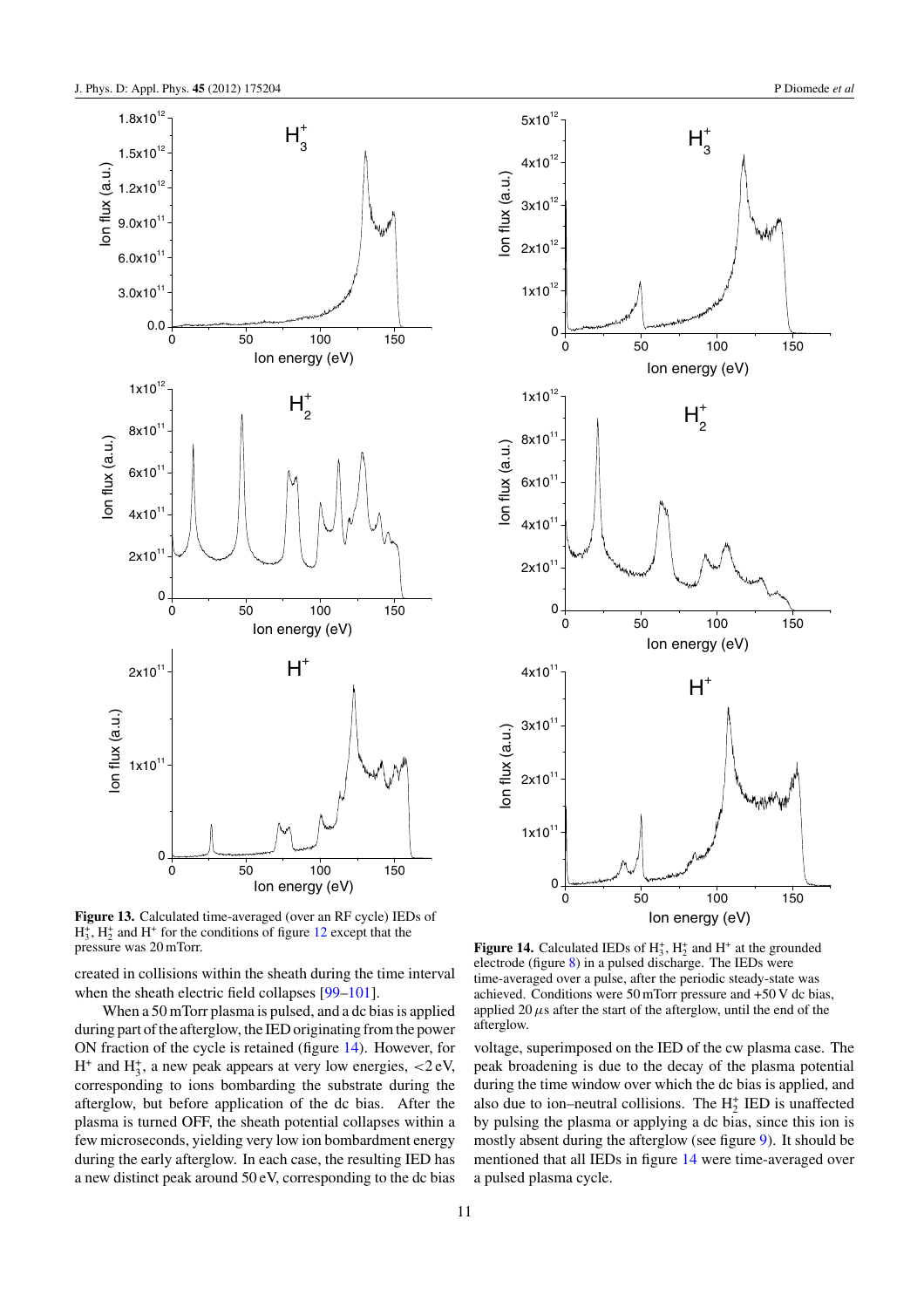**Figure 13.** Calculated time-averaged (over an RF cycle) IEDs of $H_3^+$, $H_2^+$ and $H^+$ for the conditions of figure 12 except that the pressure was 20 mTorr.

**Figure 14.** Calculated IEDs of $H_3^+$, $H_2^+$ and $H^+$ at the grounded electrode (figure 8) in a pulsed discharge. The IEDs were time-averaged over a pulse, after the periodic steady-state was achieved. Conditions were 50 mTorr pressure and +50 V dc bias, applied 20 $\mu$s after the start of the afterglow, until the end of the afterglow.

created in collisions within the sheath during the time interval when the sheath electric field collapses [99–101].

When a 50 mTorr plasma is pulsed, and a dc bias is applied during part of the afterglow, the IED originating from the power ON fraction of the cycle is retained (figure 14). However, for $H^+$ and $H_3^+$, a new peak appears at very low energies, <2 eV, corresponding to ions bombarding the substrate during the afterglow, but before application of the dc bias. After the plasma is turned OFF, the sheath potential collapses within a few microseconds, yielding very low ion bombardment energy during the early afterglow. In each case, the resulting IED has a new distinct peak around 50 eV, corresponding to the dc bias voltage, superimposed on the IED of the cw plasma case. The peak broadening is due to the decay of the plasma potential during the time window over which the dc bias is applied, and also due to ion–neutral collisions. The $H_2^+$ IED is unaffected by pulsing the plasma or applying a dc bias, since this ion is mostly absent during the afterglow (see figure 9). It should be mentioned that all IEDs in figure 14 were time-averaged over a pulsed plasma cycle.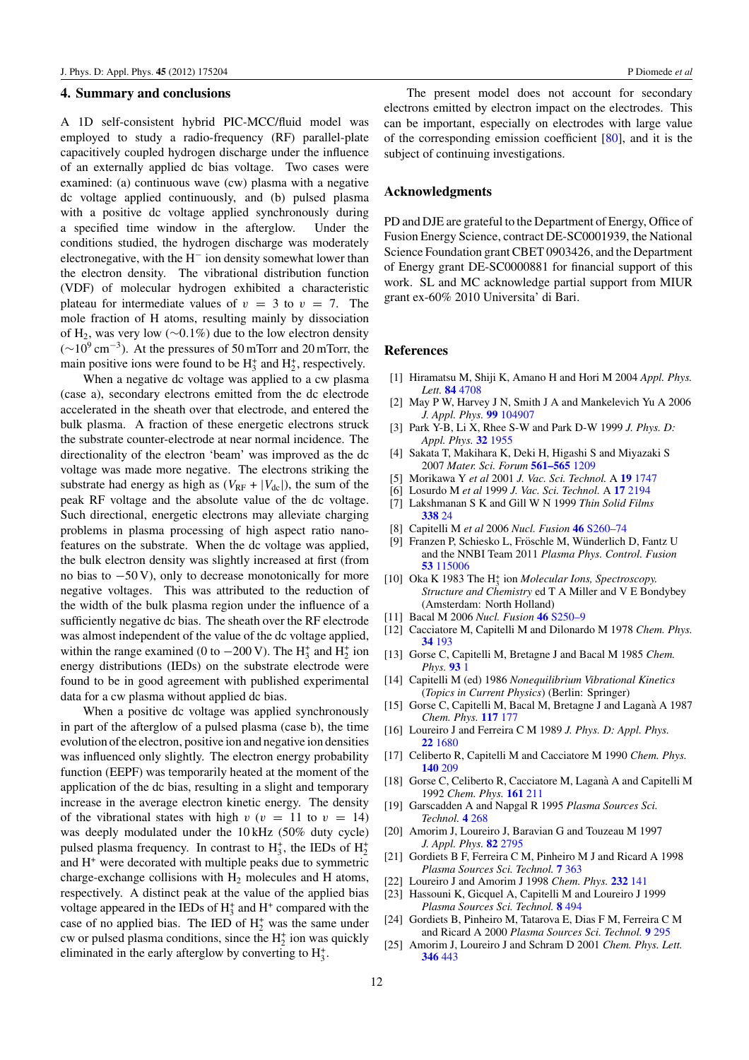## 4. Summary and conclusions

A 1D self-consistent hybrid PIC-MCC/fluid model was employed to study a radio-frequency (RF) parallel-plate capacitively coupled hydrogen discharge under the influence of an externally applied dc bias voltage. Two cases were examined: (a) continuous wave (cw) plasma with a negative dc voltage applied continuously, and (b) pulsed plasma with a positive dc voltage applied synchronously during a specified time window in the afterglow. Under the conditions studied, the hydrogen discharge was moderately electronegative, with the $H^-$ ion density somewhat lower than the electron density. The vibrational distribution function (VDF) of molecular hydrogen exhibited a characteristic plateau for intermediate values of $v = 3$ to $v = 7$. The mole fraction of H atoms, resulting mainly by dissociation of $H_2$, was very low (~0.1%) due to the low electron density (~$10^9$ cm$^{-3}$). At the pressures of 50 mTorr and 20 mTorr, the main positive ions were found to be $H_3^+$ and $H_2^+$, respectively.

When a negative dc voltage was applied to a cw plasma (case a), secondary electrons emitted from the dc electrode accelerated in the sheath over that electrode, and entered the bulk plasma. A fraction of these energetic electrons struck the substrate counter-electrode at near normal incidence. The directionality of the electron 'beam' was improved as the dc voltage was made more negative. The electrons striking the substrate had energy as high as ($V_{RF} + |V_{dc}|$), the sum of the peak RF voltage and the absolute value of the dc voltage. Such directional, energetic electrons may alleviate charging problems in plasma processing of high aspect ratio nano-features on the substrate. When the dc voltage was applied, the bulk electron density was slightly increased at first (from no bias to −50 V), only to decrease monotonically for more negative voltages. This was attributed to the reduction of the width of the bulk plasma region under the influence of a sufficiently negative dc bias. The sheath over the RF electrode was almost independent of the value of the dc voltage applied, within the range examined (0 to −200 V). The $H_3^+$ and $H_2^+$ ion energy distributions (IEDs) on the substrate electrode were found to be in good agreement with published experimental data for a cw plasma without applied dc bias.

When a positive dc voltage was applied synchronously in part of the afterglow of a pulsed plasma (case b), the time evolution of the electron, positive ion and negative ion densities was influenced only slightly. The electron energy probability function (EEPF) was temporarily heated at the moment of the application of the dc bias, resulting in a slight and temporary increase in the average electron kinetic energy. The density of the vibrational states with high $v$ ($v = 11$ to $v = 14$) was deeply modulated under the 10 kHz (50% duty cycle) pulsed plasma frequency. In contrast to $H_3^+$, the IEDs of $H_2^+$ and $H^+$ were decorated with multiple peaks due to symmetric charge-exchange collisions with $H_2$ molecules and H atoms, respectively. A distinct peak at the value of the applied bias voltage appeared in the IEDs of $H_3^+$ and $H^+$ compared with the case of no applied bias. The IED of $H_2^+$ was the same under cw or pulsed plasma conditions, since the $H_2^+$ ion was quickly eliminated in the early afterglow by converting to $H_3^+$.

The present model does not account for secondary electrons emitted by electron impact on the electrodes. This can be important, especially on electrodes with large value of the corresponding emission coefficient [80], and it is the subject of continuing investigations.

## Acknowledgments

PD and DJE are grateful to the Department of Energy, Office of Fusion Energy Science, contract DE-SC0001939, the National Science Foundation grant CBET 0903426, and the Department of Energy grant DE-SC0000881 for financial support of this work. SL and MC acknowledge partial support from MIUR grant ex-60% 2010 Universita' di Bari.

## References

[1] Hiramatsu M, Shiji K, Amano H and Hori M 2004 *Appl. Phys. Lett.* **84** 4708

[2] May P W, Harvey J N, Smith J A and Mankelevich Yu A 2006 *J. Appl. Phys.* **99** 104907

[3] Park Y-B, Li X, Rhee S-W and Park D-W 1999 *J. Phys. D: Appl. Phys.* **32** 1955

[4] Sakata T, Makihara K, Deki H, Higashi S and Miyazaki S 2007 *Mater. Sci. Forum* **561–565** 1209

[5] Morikawa Y *et al* 2001 *J. Vac. Sci. Technol.* A **19** 1747

[6] Losurdo M *et al* 1999 *J. Vac. Sci. Technol.* A **17** 2194

[7] Lakshmanan S K and Gill W N 1999 *Thin Solid Films* **338** 24

[8] Capitelli M *et al* 2006 *Nucl. Fusion* **46** S260–74

[9] Franzen P, Schiesko L, Fröschle M, Wünderlich D, Fantz U and the NNBI Team 2011 *Plasma Phys. Control. Fusion* **53** 115006

[10] Oka K 1983 The $H_3^+$ ion *Molecular Ions, Spectroscopy, Structure and Chemistry* ed T A Miller and V E Bondybey (Amsterdam: North Holland)

[11] Bacal M 2006 *Nucl. Fusion* **46** S250–9

[12] Cacciatore M, Capitelli M and Dilonardo M 1978 *Chem. Phys.* **34** 193

[13] Gorse C, Capitelli M, Bretagne J and Bacal M 1985 *Chem. Phys.* **93** 1

[14] Capitelli M (ed) 1986 *Nonequilibrium Vibrational Kinetics* (*Topics in Current Physics*) (Berlin: Springer)

[15] Gorse C, Capitelli M, Bacal M, Bretagne J and Laganà A 1987 *Chem. Phys.* **117** 177

[16] Loureiro J and Ferreira C M 1989 *J. Phys. D: Appl. Phys.* **22** 1680

[17] Celiberto R, Capitelli M and Cacciatore M 1990 *Chem. Phys.* **140** 209

[18] Gorse C, Celiberto R, Cacciatore M, Laganà A and Capitelli M 1992 *Chem. Phys.* **161** 211

[19] Garscadden A and Napgal R 1995 *Plasma Sources Sci. Technol.* **4** 268

[20] Amorim J, Loureiro J, Baravian G and Touzeau M 1997 *J. Appl. Phys.* **82** 2795

[21] Gordiets B F, Ferreira C M, Pinheiro M J and Ricard A 1998 *Plasma Sources Sci. Technol.* **7** 363

[22] Loureiro J and Amorim J 1998 *Chem. Phys.* **232** 141

[23] Hassouni K, Gicquel A, Capitelli M and Loureiro J 1999 *Plasma Sources Sci. Technol.* **8** 494

[24] Gordiets B, Pinheiro M, Tatarova E, Dias F M, Ferreira C M and Ricard A 2000 *Plasma Sources Sci. Technol.* **9** 295

[25] Amorim J, Loureiro J and Schram D 2001 *Chem. Phys. Lett.* **346** 443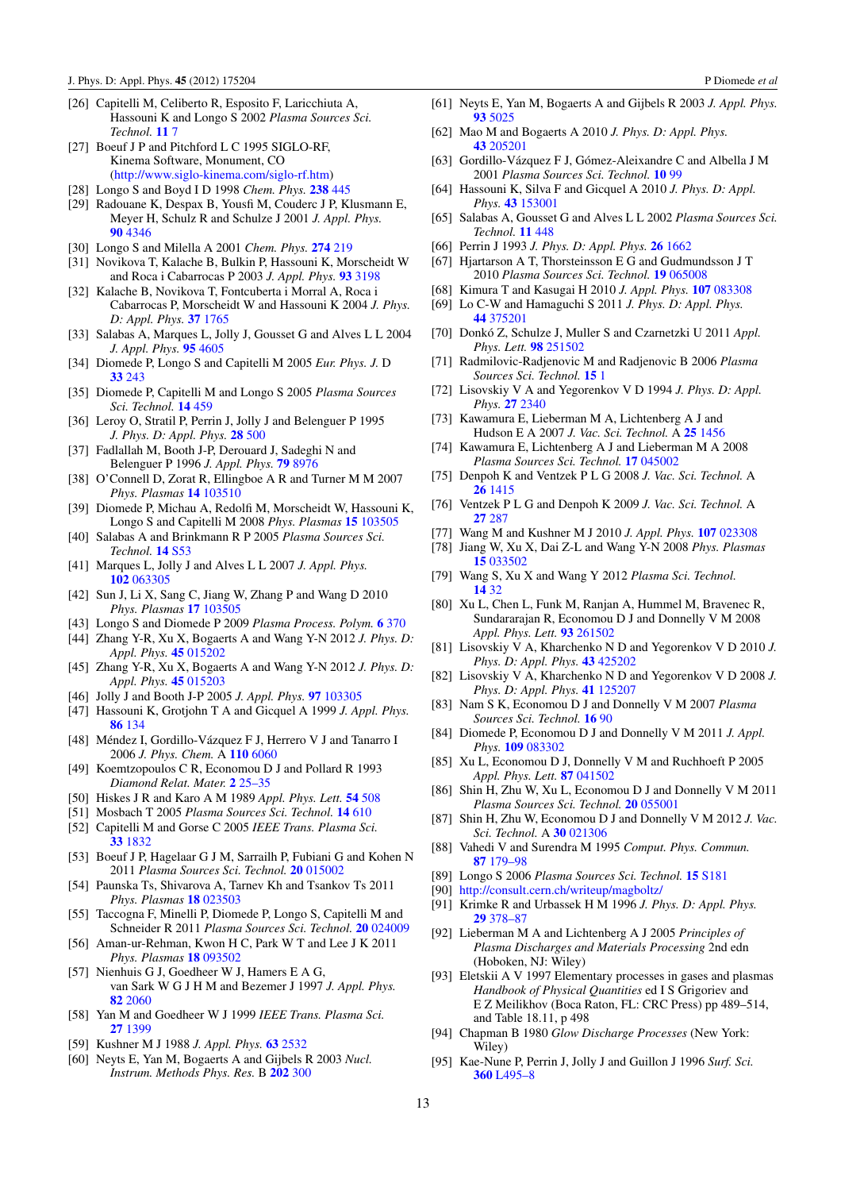[26] Capitelli M, Celiberto R, Esposito F, Laricchiuta A, Hassouni K and Longo S 2002 *Plasma Sources Sci. Technol.* **11** 7

[27] Boeuf J P and Pitchford L C 1995 SIGLO-RF, Kinema Software, Monument, CO (http://www.siglo-kinema.com/siglo-rf.htm)

[28] Longo S and Boyd I D 1998 *Chem. Phys.* **238** 445

[29] Radouane K, Despax B, Yousfi M, Couderc J P, Klusmann E, Meyer H, Schulz R and Schulze J 2001 *J. Appl. Phys.* **90** 4346

[30] Longo S and Milella A 2001 *Chem. Phys.* **274** 219

[31] Novikova T, Kalache B, Bulkin P, Hassouni K, Morscheidt W and Roca i Cabarrocas P 2003 *J. Appl. Phys.* **93** 3198

[32] Kalache B, Novikova T, Fontcuberta i Morral A, Roca i Cabarrocas P, Morscheidt W and Hassouni K 2004 *J. Phys. D: Appl. Phys.* **37** 1765

[33] Salabas A, Marques L, Jolly J, Gousset G and Alves L L 2004 *J. Appl. Phys.* **95** 4605

[34] Diomede P, Longo S and Capitelli M 2005 *Eur. Phys. J.* D **33** 243

[35] Diomede P, Capitelli M and Longo S 2005 *Plasma Sources Sci. Technol.* **14** 459

[36] Leroy O, Stratil P, Perrin J, Jolly J and Belenguer P 1995 *J. Phys. D: Appl. Phys.* **28** 500

[37] Fadlallah M, Booth J-P, Derouard J, Sadeghi N and Belenguer P 1996 *J. Appl. Phys.* **79** 8976

[38] O'Connell D, Zorat R, Ellingboe A R and Turner M M 2007 *Phys. Plasmas* **14** 103510

[39] Diomede P, Michau A, Redolfi M, Morscheidt W, Hassouni K, Longo S and Capitelli M 2008 *Phys. Plasmas* **15** 103505

[40] Salabas A and Brinkmann R P 2005 *Plasma Sources Sci. Technol.* **14** S53

[41] Marques L, Jolly J and Alves L L 2007 *J. Appl. Phys.* **102** 063305

[42] Sun J, Li X, Sang C, Jiang W, Zhang P and Wang D 2010 *Phys. Plasmas* **17** 103505

[43] Longo S and Diomede P 2009 *Plasma Process. Polym.* **6** 370

[44] Zhang Y-R, Xu X, Bogaerts A and Wang Y-N 2012 *J. Phys. D: Appl. Phys.* **45** 015202

[45] Zhang Y-R, Xu X, Bogaerts A and Wang Y-N 2012 *J. Phys. D: Appl. Phys.* **45** 015203

[46] Jolly J and Booth J-P 2005 *J. Appl. Phys.* **97** 103305

[47] Hassouni K, Grotjohn T A and Gicquel A 1999 *J. Appl. Phys.* **86** 134

[48] Méndez I, Gordillo-Vázquez F J, Herrero V J and Tanarro I 2006 *J. Phys. Chem.* A **110** 6060

[49] Koemtzopoulos C R, Economou D J and Pollard R 1993 *Diamond Relat. Mater.* **2** 25–35

[50] Hiskes J R and Karo A M 1989 *Appl. Phys. Lett.* **54** 508

[51] Mosbach T 2005 *Plasma Sources Sci. Technol.* **14** 610

[52] Capitelli M and Gorse C 2005 *IEEE Trans. Plasma Sci.* **33** 1832

[53] Boeuf J P, Hagelaar G J M, Sarrailh P, Fubiani G and Kohen N 2011 *Plasma Sources Sci. Technol.* **20** 015002

[54] Paunska Ts, Shivarova A, Tarnev Kh and Tsankov Ts 2011 *Phys. Plasmas* **18** 023503

[55] Taccogna F, Minelli P, Diomede P, Longo S, Capitelli M and Schneider R 2011 *Plasma Sources Sci. Technol.* **20** 024009

[56] Aman-ur-Rehman, Kwon H C, Park W T and Lee J K 2011 *Phys. Plasmas* **18** 093502

[57] Nienhuis G J, Goedheer W J, Hamers E A G, van Sark W G J H M and Bezemer J 1997 *J. Appl. Phys.* **82** 2060

[58] Yan M and Goedheer W J 1999 *IEEE Trans. Plasma Sci.* **27** 1399

[59] Kushner M J 1988 *J. Appl. Phys.* **63** 2532

[60] Neyts E, Yan M, Bogaerts A and Gijbels R 2003 *Nucl. Instrum. Methods Phys. Res.* B **202** 300

[61] Neyts E, Yan M, Bogaerts A and Gijbels R 2003 *J. Appl. Phys.* **93** 5025

[62] Mao M and Bogaerts A 2010 *J. Phys. D: Appl. Phys.* **43** 205201

[63] Gordillo-Vázquez F J, Gómez-Aleixandre C and Albella J M 2001 *Plasma Sources Sci. Technol.* **10** 99

[64] Hassouni K, Silva F and Gicquel A 2010 *J. Phys. D: Appl. Phys.* **43** 153001

[65] Salabas A, Gousset G and Alves L L 2002 *Plasma Sources Sci. Technol.* **11** 448

[66] Perrin J 1993 *J. Phys. D: Appl. Phys.* **26** 1662

[67] Hjartarson A T, Thorsteinsson E G and Gudmundsson J T 2010 *Plasma Sources Sci. Technol.* **19** 065008

[68] Kimura T and Kasugai H 2010 *J. Appl. Phys.* **107** 083308

[69] Lo C-W and Hamaguchi S 2011 *J. Phys. D: Appl. Phys.* **44** 375201

[70] Donkó Z, Schulze J, Muller S and Czarnetzki U 2011 *Appl. Phys. Lett.* **98** 251502

[71] Radmilovic-Radjenovic M and Radjenovic B 2006 *Plasma Sources Sci. Technol.* **15** 1

[72] Lisovskiy V A and Yegorenkov V D 1994 *J. Phys. D: Appl. Phys.* **27** 2340

[73] Kawamura E, Lieberman M A, Lichtenberg A J and Hudson E A 2007 *J. Vac. Sci. Technol.* A **25** 1456

[74] Kawamura E, Lichtenberg A J and Lieberman M A 2008 *Plasma Sources Sci. Technol.* **17** 045002

[75] Denpoh K and Ventzek P L G 2008 *J. Vac. Sci. Technol.* A **26** 1415

[76] Ventzek P L G and Denpoh K 2009 *J. Vac. Sci. Technol.* A **27** 287

[77] Wang M and Kushner M J 2010 *J. Appl. Phys.* **107** 023308

[78] Jiang W, Xu X, Dai Z-L and Wang Y-N 2008 *Phys. Plasmas* **15** 033502

[79] Wang S, Xu X and Wang Y 2012 *Plasma Sci. Technol.* **14** 32

[80] Xu L, Chen L, Funk M, Ranjan A, Hummel M, Bravenec R, Sundararajan R, Economou D J and Donnelly V M 2008 *Appl. Phys. Lett.* **93** 261502

[81] Lisovskiy V A, Kharchenko N D and Yegorenkov V D 2010 *J. Phys. D: Appl. Phys.* **43** 425202

[82] Lisovskiy V A, Kharchenko N D and Yegorenkov V D 2008 *J. Phys. D: Appl. Phys.* **41** 125207

[83] Nam S K, Economou D J and Donnelly V M 2007 *Plasma Sources Sci. Technol.* **16** 90

[84] Diomede P, Economou D J and Donnelly V M 2011 *J. Appl. Phys.* **109** 083302

[85] Xu L, Economou D J, Donnelly V M and Ruchhoeft P 2005 *Appl. Phys. Lett.* **87** 041502

[86] Shin H, Zhu W, Xu L, Economou D J and Donnelly V M 2011 *Plasma Sources Sci. Technol.* **20** 055001

[87] Shin H, Zhu W, Economou D J and Donnelly V M 2012 *J. Vac. Sci. Technol.* A **30** 021306

[88] Vahedi V and Surendra M 1995 *Comput. Phys. Commun.* **87** 179–98

[89] Longo S 2006 *Plasma Sources Sci. Technol.* **15** S181

[90] http://consult.cern.ch/writeup/magboltz/

[91] Krimke R and Urbassek H M 1996 *J. Phys. D: Appl. Phys.* **29** 378–87

[92] Lieberman M A and Lichtenberg A J 2005 *Principles of Plasma Discharges and Materials Processing* 2nd edn (Hoboken, NJ: Wiley)

[93] Eletskii A V 1997 Elementary processes in gases and plasmas *Handbook of Physical Quantities* ed I S Grigoriev and E Z Meilikhov (Boca Raton, FL: CRC Press) pp 489–514, and Table 18.11, p 498

[94] Chapman B 1980 *Glow Discharge Processes* (New York: Wiley)

[95] Kae-Nune P, Perrin J, Jolly J and Guillon J 1996 *Surf. Sci.* **360** L495–8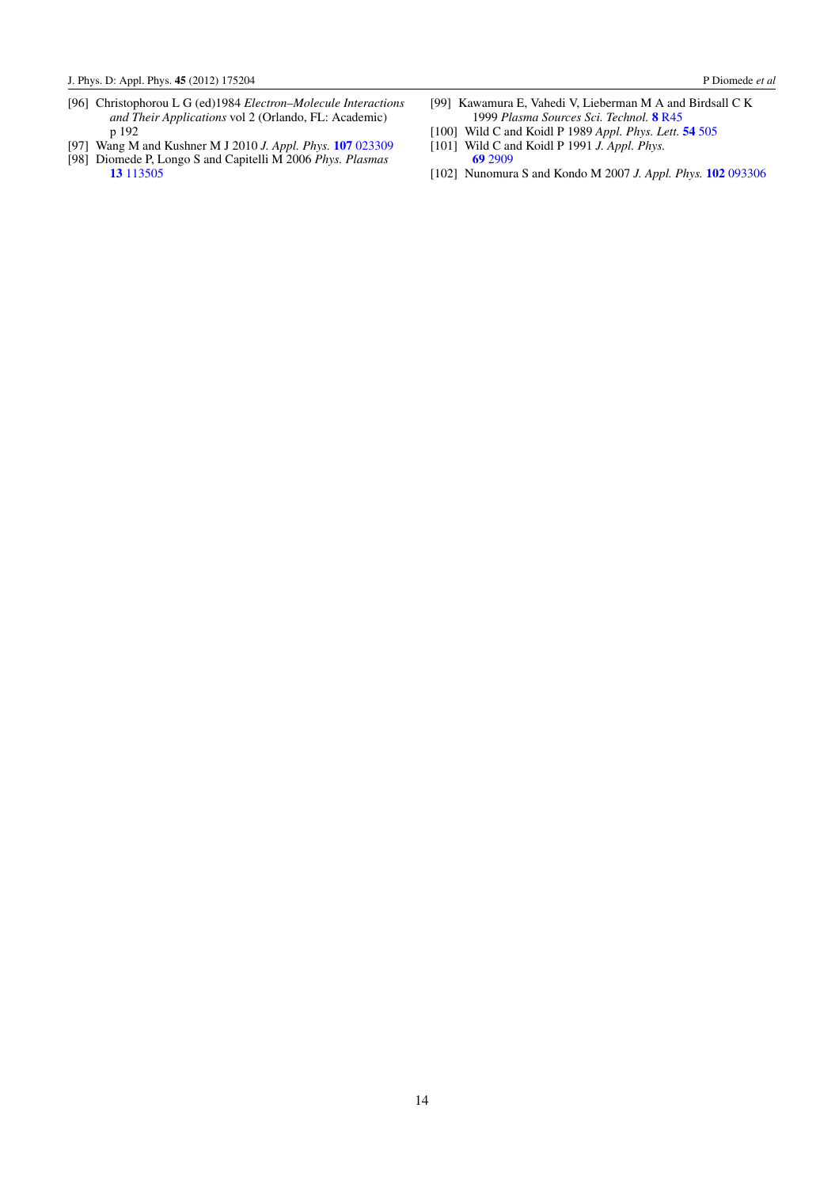[96] Christophorou L G (ed)1984 *Electron–Molecule Interactions and Their Applications* vol 2 (Orlando, FL: Academic) p 192

[97] Wang M and Kushner M J 2010 *J. Appl. Phys.* **107** 023309

[98] Diomede P, Longo S and Capitelli M 2006 *Phys. Plasmas* **13** 113505

[99] Kawamura E, Vahedi V, Lieberman M A and Birdsall C K 1999 *Plasma Sources Sci. Technol.* **8** R45

[100] Wild C and Koidl P 1989 *Appl. Phys. Lett.* **54** 505

[101] Wild C and Koidl P 1991 *J. Appl. Phys.* **69** 2909

[102] Nunomura S and Kondo M 2007 *J. Appl. Phys.* **102** 093306